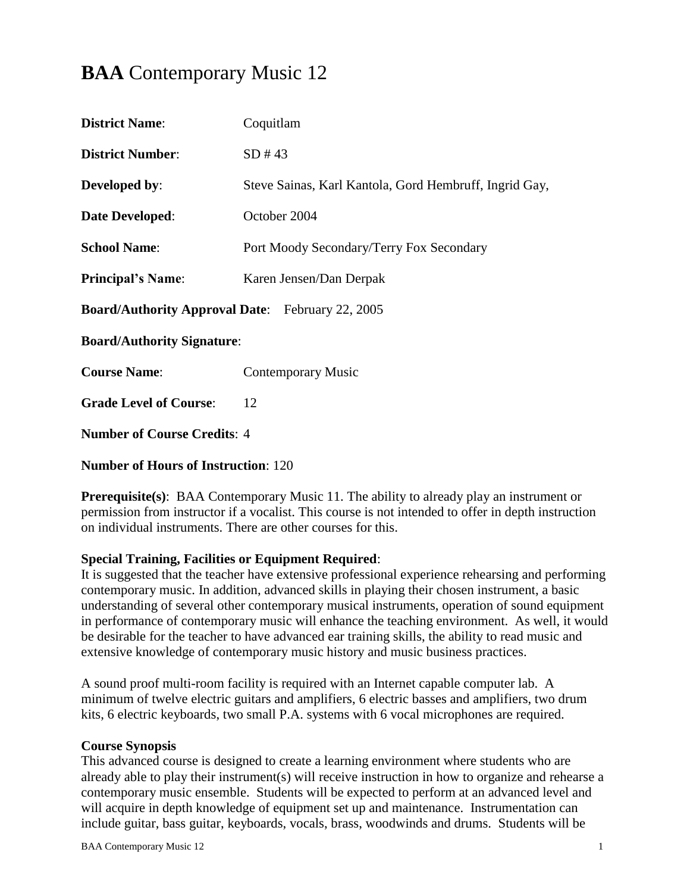# **BAA** Contemporary Music 12

**District Name**: Coquitlam

**District Number**: SD # 43

**Developed by**: Steve Sainas, Karl Kantola, Gord Hembruff, Ingrid Gay,

**Date Developed**: October 2004

**School Name**: Port Moody Secondary/Terry Fox Secondary

**Principal's Name**: Karen Jensen/Dan Derpak

**Board/Authority Approval Date**: February 22, 2005

**Board/Authority Signature**:

**Course Name**: Contemporary Music

**Grade Level of Course**: 12

**Number of Course Credits**: 4

**Number of Hours of Instruction**: 120

**Prerequisite(s)**: BAA Contemporary Music 11. The ability to already play an instrument or permission from instructor if a vocalist. This course is not intended to offer in depth instruction on individual instruments. There are other courses for this.

**Special Training, Facilities or Equipment Required**:
It is suggested that the teacher have extensive professional experience rehearsing and performing contemporary music. In addition, advanced skills in playing their chosen instrument, a basic understanding of several other contemporary musical instruments, operation of sound equipment in performance of contemporary music will enhance the teaching environment. As well, it would be desirable for the teacher to have advanced ear training skills, the ability to read music and extensive knowledge of contemporary music history and music business practices.

A sound proof multi-room facility is required with an Internet capable computer lab. A minimum of twelve electric guitars and amplifiers, 6 electric basses and amplifiers, two drum kits, 6 electric keyboards, two small P.A. systems with 6 vocal microphones are required.

**Course Synopsis**
This advanced course is designed to create a learning environment where students who are already able to play their instrument(s) will receive instruction in how to organize and rehearse a contemporary music ensemble. Students will be expected to perform at an advanced level and will acquire in depth knowledge of equipment set up and maintenance. Instrumentation can include guitar, bass guitar, keyboards, vocals, brass, woodwinds and drums. Students will be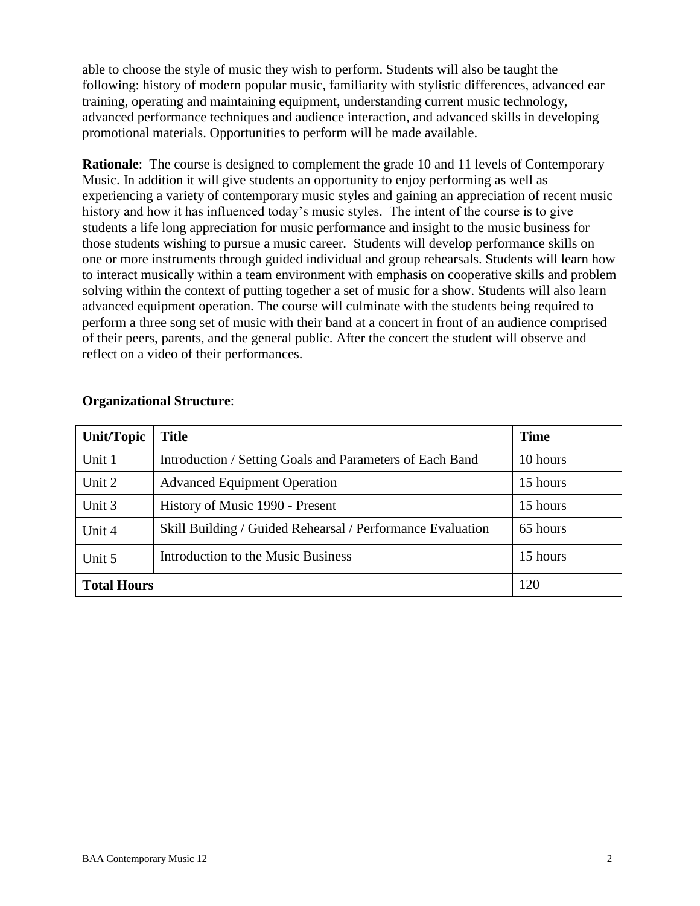able to choose the style of music they wish to perform. Students will also be taught the following: history of modern popular music, familiarity with stylistic differences, advanced ear training, operating and maintaining equipment, understanding current music technology, advanced performance techniques and audience interaction, and advanced skills in developing promotional materials. Opportunities to perform will be made available.

**Rationale**: The course is designed to complement the grade 10 and 11 levels of Contemporary Music. In addition it will give students an opportunity to enjoy performing as well as experiencing a variety of contemporary music styles and gaining an appreciation of recent music history and how it has influenced today's music styles. The intent of the course is to give students a life long appreciation for music performance and insight to the music business for those students wishing to pursue a music career. Students will develop performance skills on one or more instruments through guided individual and group rehearsals. Students will learn how to interact musically within a team environment with emphasis on cooperative skills and problem solving within the context of putting together a set of music for a show. Students will also learn advanced equipment operation. The course will culminate with the students being required to perform a three song set of music with their band at a concert in front of an audience comprised of their peers, parents, and the general public. After the concert the student will observe and reflect on a video of their performances.

**Organizational Structure**:

| Unit/Topic | Title | Time |
|---|---|---|
| Unit 1 | Introduction / Setting Goals and Parameters of Each Band | 10 hours |
| Unit 2 | Advanced Equipment Operation | 15 hours |
| Unit 3 | History of Music 1990 - Present | 15 hours |
| Unit 4 | Skill Building / Guided Rehearsal / Performance Evaluation | 65 hours |
| Unit 5 | Introduction to the Music Business | 15 hours |
| **Total Hours** | | 120 |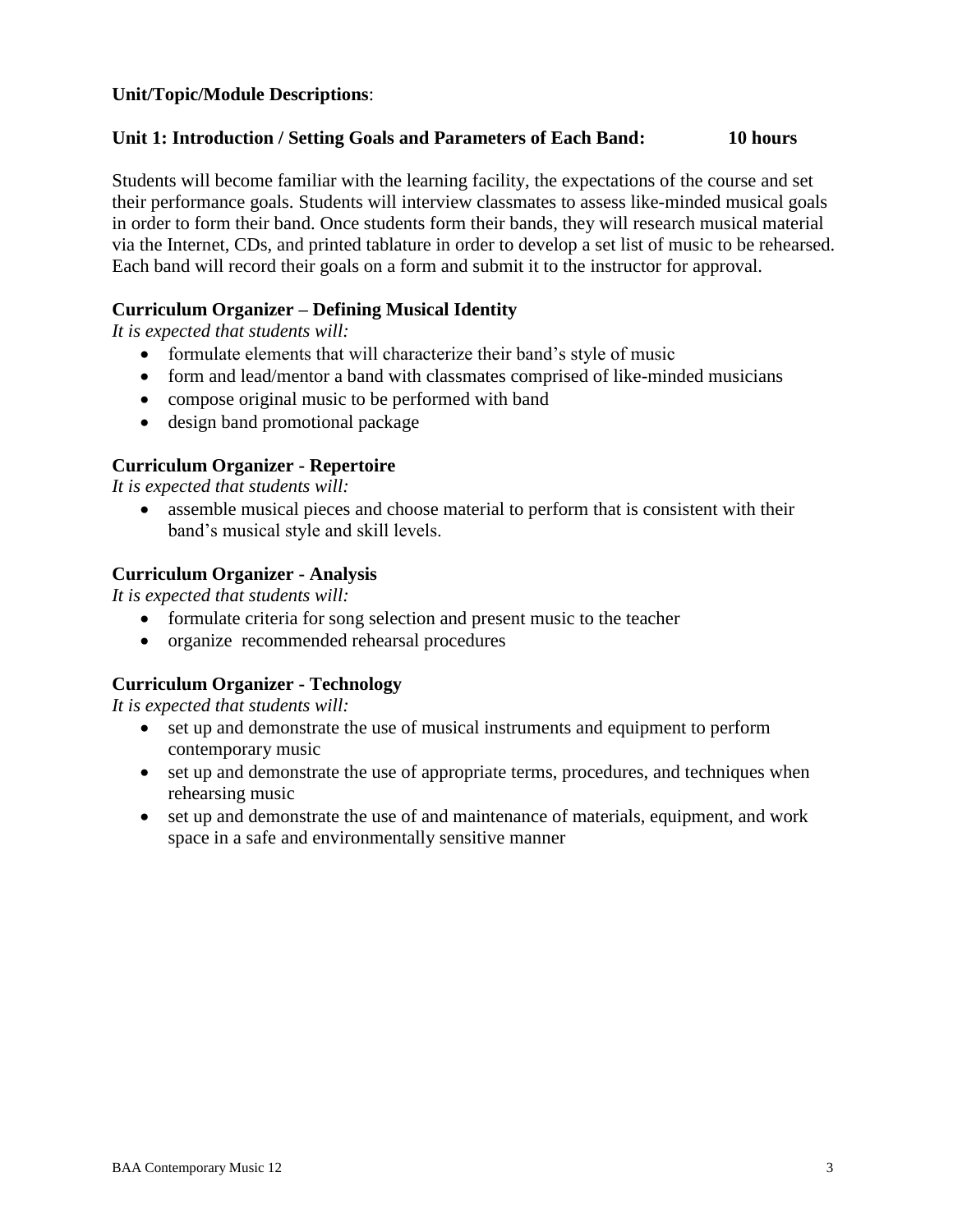**Unit/Topic/Module Descriptions**:

**Unit 1: Introduction / Setting Goals and Parameters of Each Band: 10 hours**

Students will become familiar with the learning facility, the expectations of the course and set their performance goals. Students will interview classmates to assess like-minded musical goals in order to form their band. Once students form their bands, they will research musical material via the Internet, CDs, and printed tablature in order to develop a set list of music to be rehearsed. Each band will record their goals on a form and submit it to the instructor for approval.

**Curriculum Organizer – Defining Musical Identity**

*It is expected that students will:*

- formulate elements that will characterize their band's style of music
- form and lead/mentor a band with classmates comprised of like-minded musicians
- compose original music to be performed with band
- design band promotional package

**Curriculum Organizer - Repertoire**

*It is expected that students will:*

- assemble musical pieces and choose material to perform that is consistent with their band's musical style and skill levels.

**Curriculum Organizer - Analysis**

*It is expected that students will:*

- formulate criteria for song selection and present music to the teacher
- organize recommended rehearsal procedures

**Curriculum Organizer - Technology**

*It is expected that students will:*

- set up and demonstrate the use of musical instruments and equipment to perform contemporary music
- set up and demonstrate the use of appropriate terms, procedures, and techniques when rehearsing music
- set up and demonstrate the use of and maintenance of materials, equipment, and work space in a safe and environmentally sensitive manner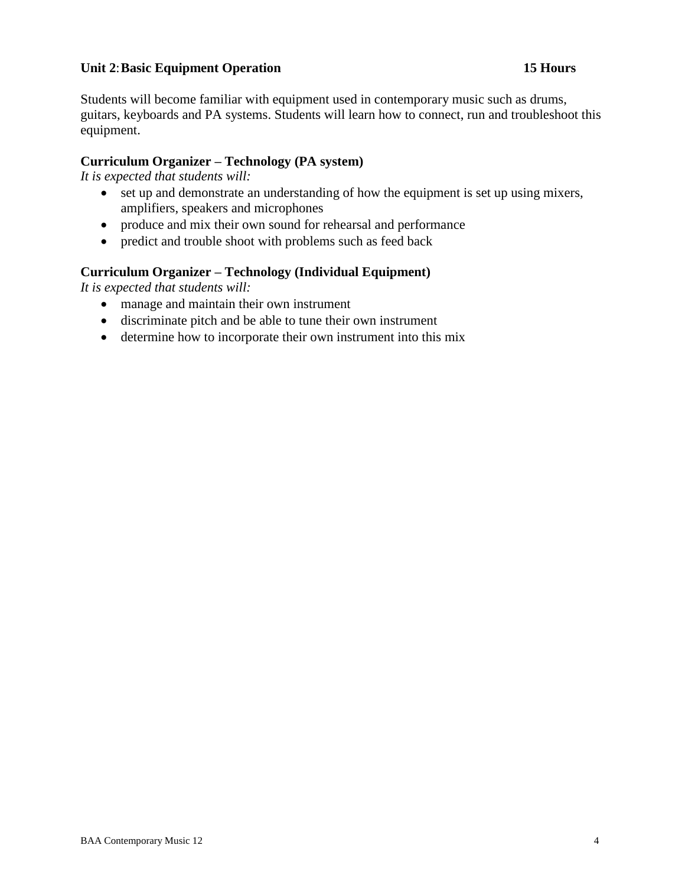## Unit 2: Basic Equipment Operation — 15 Hours

Students will become familiar with equipment used in contemporary music such as drums, guitars, keyboards and PA systems. Students will learn how to connect, run and troubleshoot this equipment.

### Curriculum Organizer – Technology (PA system)

*It is expected that students will:*

- set up and demonstrate an understanding of how the equipment is set up using mixers, amplifiers, speakers and microphones
- produce and mix their own sound for rehearsal and performance
- predict and trouble shoot with problems such as feed back

### Curriculum Organizer – Technology (Individual Equipment)

*It is expected that students will:*

- manage and maintain their own instrument
- discriminate pitch and be able to tune their own instrument
- determine how to incorporate their own instrument into this mix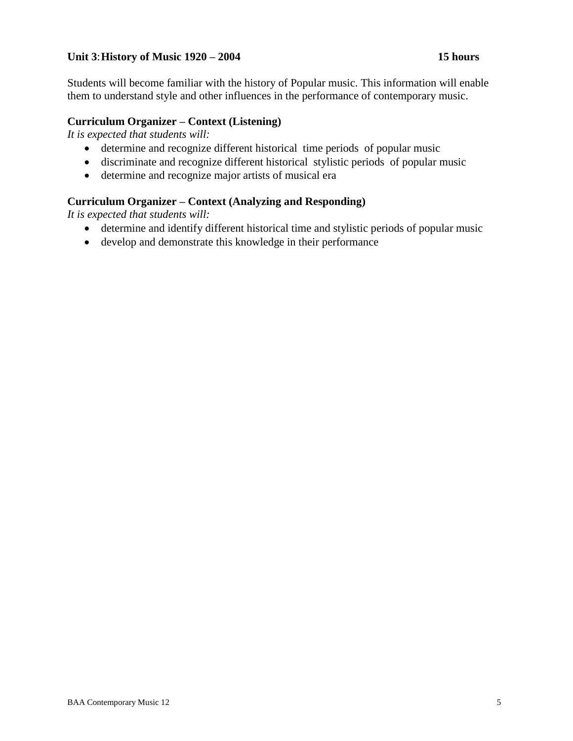**Unit 3: History of Music 1920 – 2004 15 hours**

Students will become familiar with the history of Popular music. This information will enable them to understand style and other influences in the performance of contemporary music.

**Curriculum Organizer – Context (Listening)**

*It is expected that students will:*

- determine and recognize different historical time periods of popular music
- discriminate and recognize different historical stylistic periods of popular music
- determine and recognize major artists of musical era

**Curriculum Organizer – Context (Analyzing and Responding)**

*It is expected that students will:*

- determine and identify different historical time and stylistic periods of popular music
- develop and demonstrate this knowledge in their performance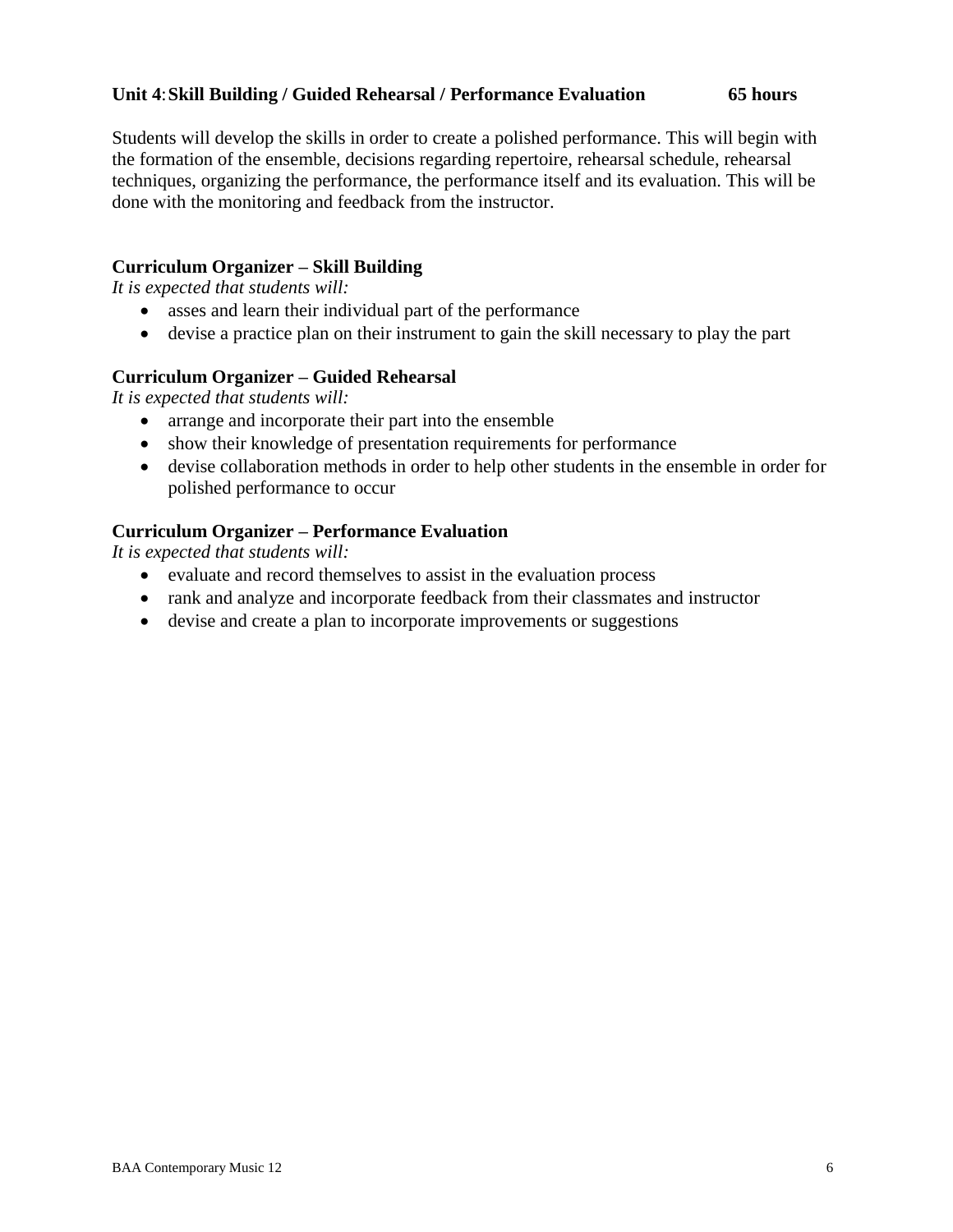**Unit 4**: **Skill Building / Guided Rehearsal / Performance Evaluation 65 hours**

Students will develop the skills in order to create a polished performance. This will begin with the formation of the ensemble, decisions regarding repertoire, rehearsal schedule, rehearsal techniques, organizing the performance, the performance itself and its evaluation. This will be done with the monitoring and feedback from the instructor.

**Curriculum Organizer – Skill Building**

*It is expected that students will:*

- asses and learn their individual part of the performance
- devise a practice plan on their instrument to gain the skill necessary to play the part

**Curriculum Organizer – Guided Rehearsal**

*It is expected that students will:*

- arrange and incorporate their part into the ensemble
- show their knowledge of presentation requirements for performance
- devise collaboration methods in order to help other students in the ensemble in order for polished performance to occur

**Curriculum Organizer – Performance Evaluation**

*It is expected that students will:*

- evaluate and record themselves to assist in the evaluation process
- rank and analyze and incorporate feedback from their classmates and instructor
- devise and create a plan to incorporate improvements or suggestions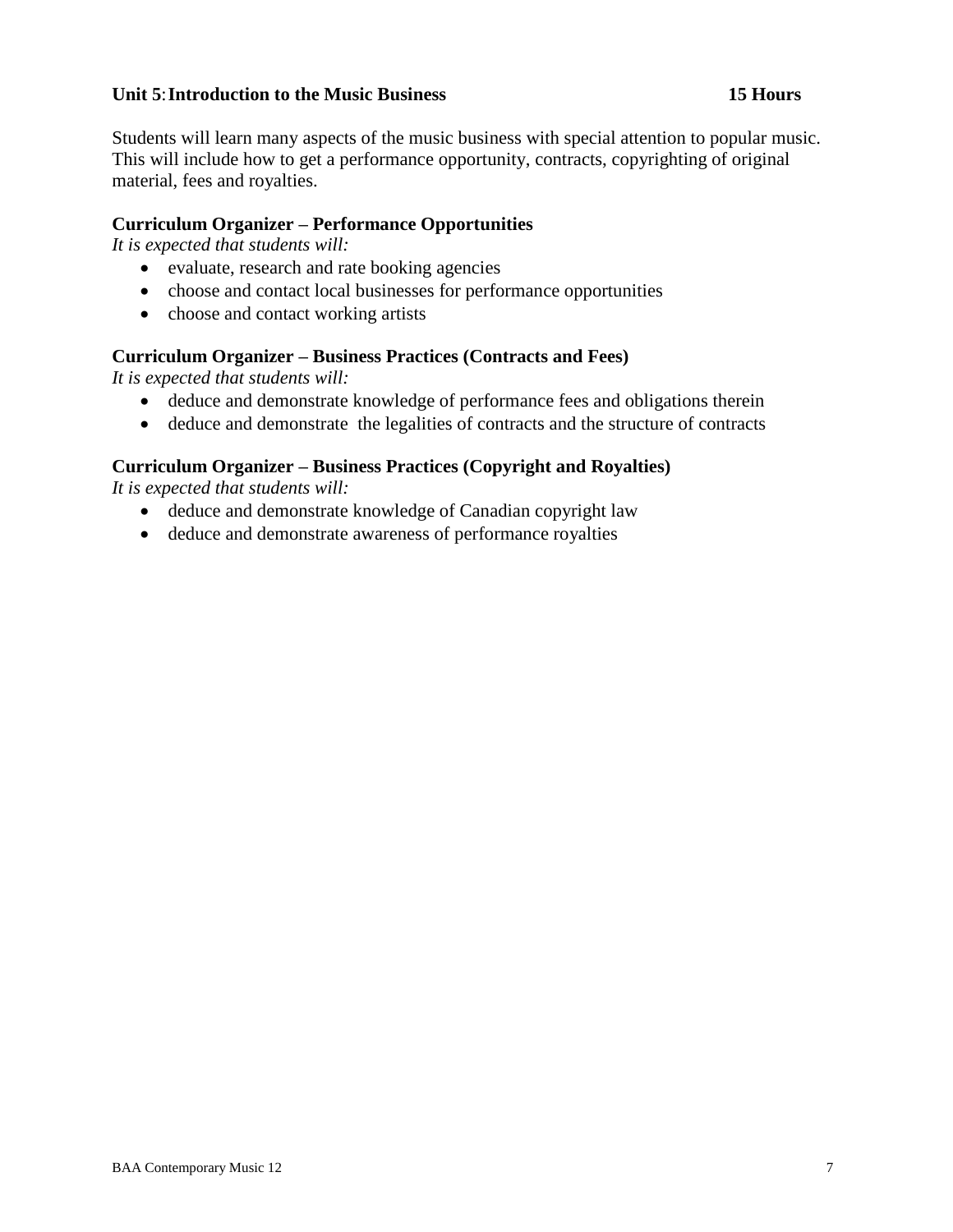**Unit 5: Introduction to the Music Business 15 Hours**

Students will learn many aspects of the music business with special attention to popular music. This will include how to get a performance opportunity, contracts, copyrighting of original material, fees and royalties.

**Curriculum Organizer – Performance Opportunities**

*It is expected that students will:*

- evaluate, research and rate booking agencies
- choose and contact local businesses for performance opportunities
- choose and contact working artists

**Curriculum Organizer – Business Practices (Contracts and Fees)**

*It is expected that students will:*

- deduce and demonstrate knowledge of performance fees and obligations therein
- deduce and demonstrate the legalities of contracts and the structure of contracts

**Curriculum Organizer – Business Practices (Copyright and Royalties)**

*It is expected that students will:*

- deduce and demonstrate knowledge of Canadian copyright law
- deduce and demonstrate awareness of performance royalties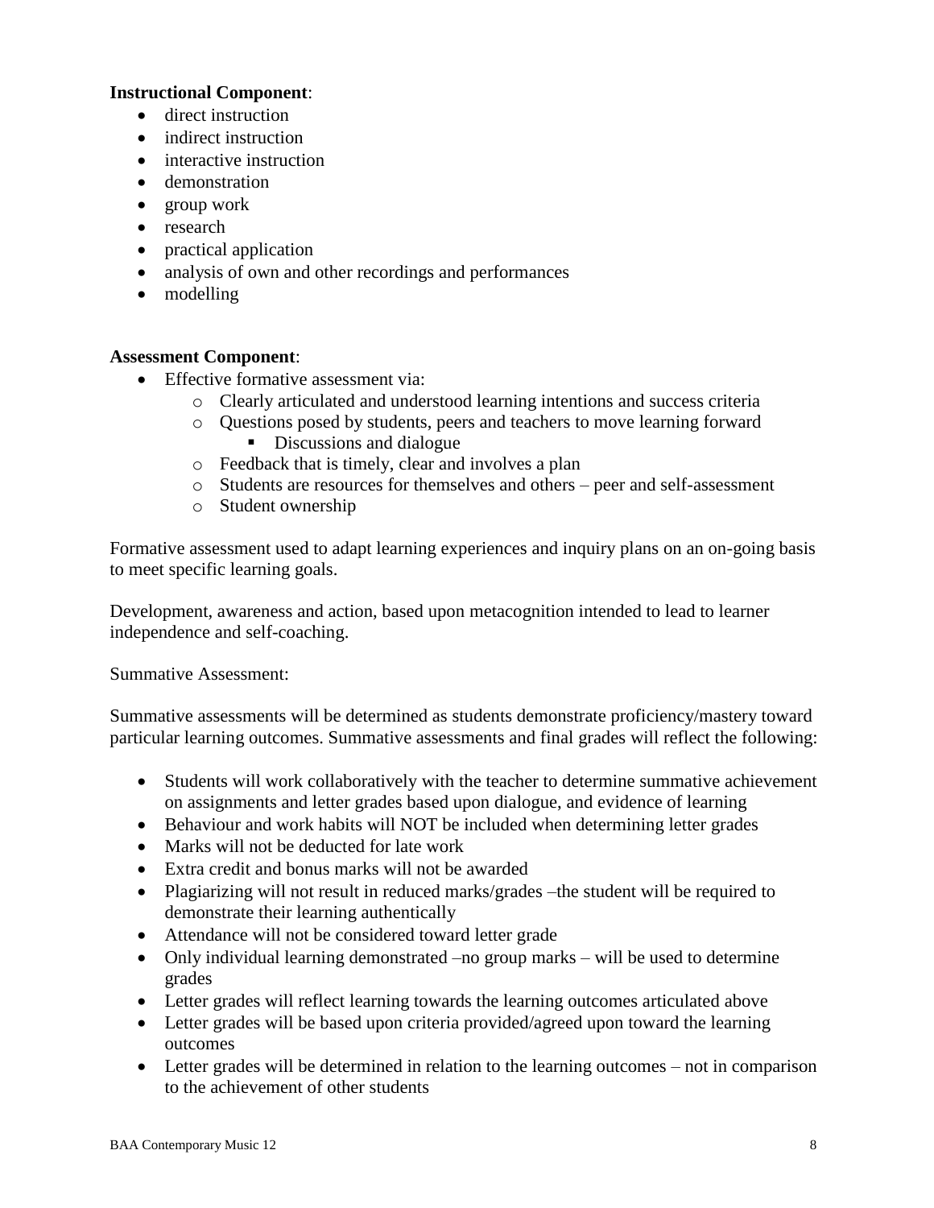**Instructional Component**:

- direct instruction
- indirect instruction
- interactive instruction
- demonstration
- group work
- research
- practical application
- analysis of own and other recordings and performances
- modelling

**Assessment Component**:

- Effective formative assessment via:
  - Clearly articulated and understood learning intentions and success criteria
  - Questions posed by students, peers and teachers to move learning forward
    - Discussions and dialogue
  - Feedback that is timely, clear and involves a plan
  - Students are resources for themselves and others – peer and self-assessment
  - Student ownership

Formative assessment used to adapt learning experiences and inquiry plans on an on-going basis to meet specific learning goals.

Development, awareness and action, based upon metacognition intended to lead to learner independence and self-coaching.

Summative Assessment:

Summative assessments will be determined as students demonstrate proficiency/mastery toward particular learning outcomes. Summative assessments and final grades will reflect the following:

- Students will work collaboratively with the teacher to determine summative achievement on assignments and letter grades based upon dialogue, and evidence of learning
- Behaviour and work habits will NOT be included when determining letter grades
- Marks will not be deducted for late work
- Extra credit and bonus marks will not be awarded
- Plagiarizing will not result in reduced marks/grades –the student will be required to demonstrate their learning authentically
- Attendance will not be considered toward letter grade
- Only individual learning demonstrated –no group marks – will be used to determine grades
- Letter grades will reflect learning towards the learning outcomes articulated above
- Letter grades will be based upon criteria provided/agreed upon toward the learning outcomes
- Letter grades will be determined in relation to the learning outcomes – not in comparison to the achievement of other students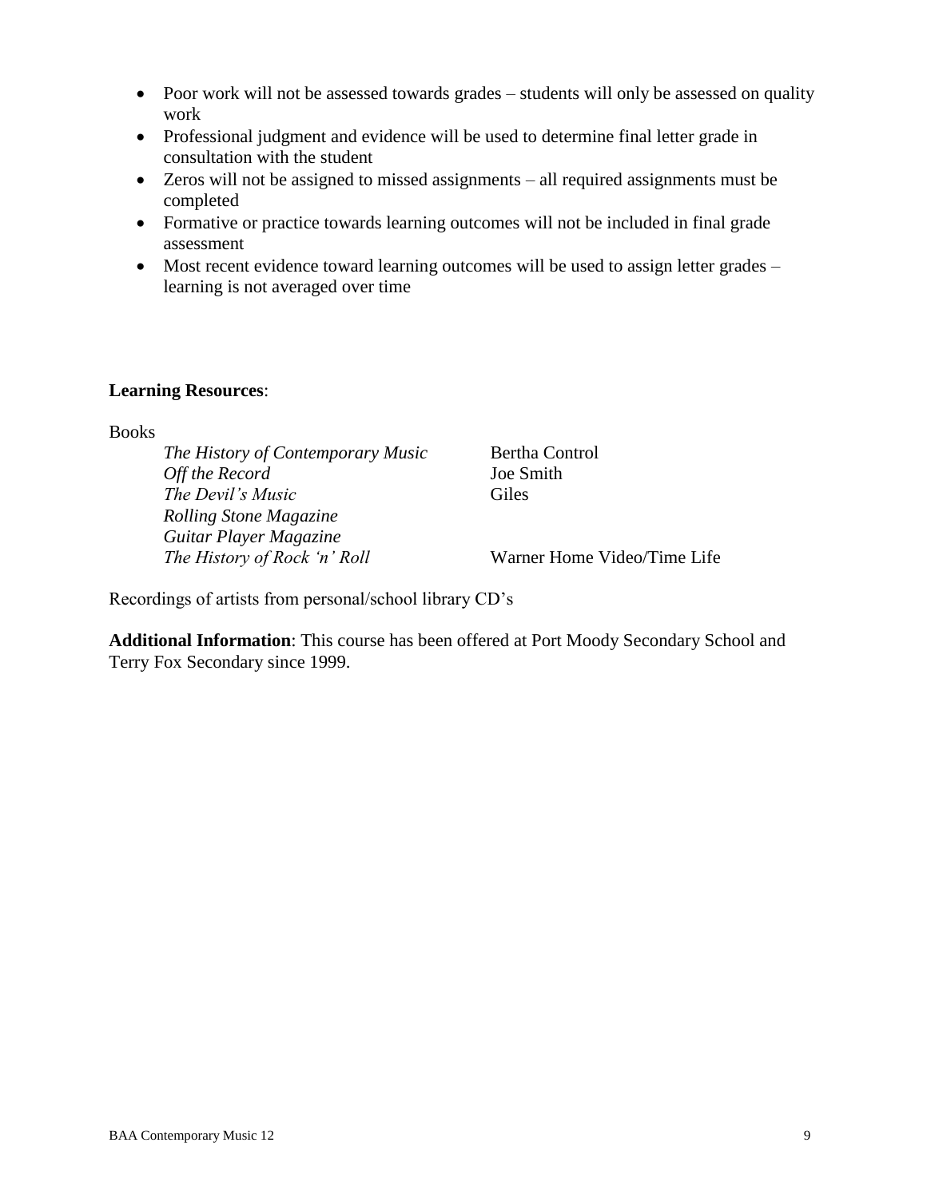- Poor work will not be assessed towards grades – students will only be assessed on quality work
- Professional judgment and evidence will be used to determine final letter grade in consultation with the student
- Zeros will not be assigned to missed assignments – all required assignments must be completed
- Formative or practice towards learning outcomes will not be included in final grade assessment
- Most recent evidence toward learning outcomes will be used to assign letter grades – learning is not averaged over time

**Learning Resources**:

Books

| | |
|---|---|
| *The History of Contemporary Music* | Bertha Control |
| *Off the Record* | Joe Smith |
| *The Devil's Music* | Giles |
| *Rolling Stone Magazine* | |
| *Guitar Player Magazine* | |
| *The History of Rock 'n' Roll* | Warner Home Video/Time Life |

Recordings of artists from personal/school library CD's

**Additional Information**: This course has been offered at Port Moody Secondary School and Terry Fox Secondary since 1999.